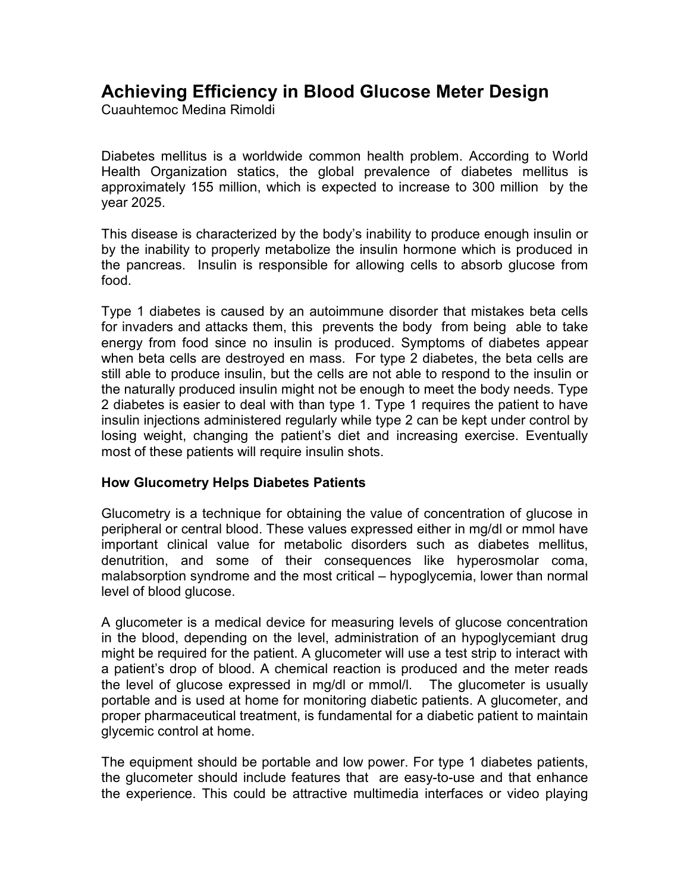# Achieving Efficiency in Blood Glucose Meter Design

Cuauhtemoc Medina Rimoldi

Diabetes mellitus is a worldwide common health problem. According to World Health Organization statics, the global prevalence of diabetes mellitus is approximately 155 million, which is expected to increase to 300 million by the year 2025.

This disease is characterized by the body's inability to produce enough insulin or by the inability to properly metabolize the insulin hormone which is produced in the pancreas. Insulin is responsible for allowing cells to absorb glucose from food.

Type 1 diabetes is caused by an autoimmune disorder that mistakes beta cells for invaders and attacks them, this prevents the body from being able to take energy from food since no insulin is produced. Symptoms of diabetes appear when beta cells are destroyed en mass. For type 2 diabetes, the beta cells are still able to produce insulin, but the cells are not able to respond to the insulin or the naturally produced insulin might not be enough to meet the body needs. Type 2 diabetes is easier to deal with than type 1. Type 1 requires the patient to have insulin injections administered regularly while type 2 can be kept under control by losing weight, changing the patient's diet and increasing exercise. Eventually most of these patients will require insulin shots.

**How Glucometry Helps Diabetes Patients**

Glucometry is a technique for obtaining the value of concentration of glucose in peripheral or central blood. These values expressed either in mg/dl or mmol have important clinical value for metabolic disorders such as diabetes mellitus, denutrition, and some of their consequences like hyperosmolar coma, malabsorption syndrome and the most critical – hypoglycemia, lower than normal level of blood glucose.

A glucometer is a medical device for measuring levels of glucose concentration in the blood, depending on the level, administration of an hypoglycemiant drug might be required for the patient. A glucometer will use a test strip to interact with a patient's drop of blood. A chemical reaction is produced and the meter reads the level of glucose expressed in mg/dl or mmol/l. The glucometer is usually portable and is used at home for monitoring diabetic patients. A glucometer, and proper pharmaceutical treatment, is fundamental for a diabetic patient to maintain glycemic control at home.

The equipment should be portable and low power. For type 1 diabetes patients, the glucometer should include features that are easy-to-use and that enhance the experience. This could be attractive multimedia interfaces or video playing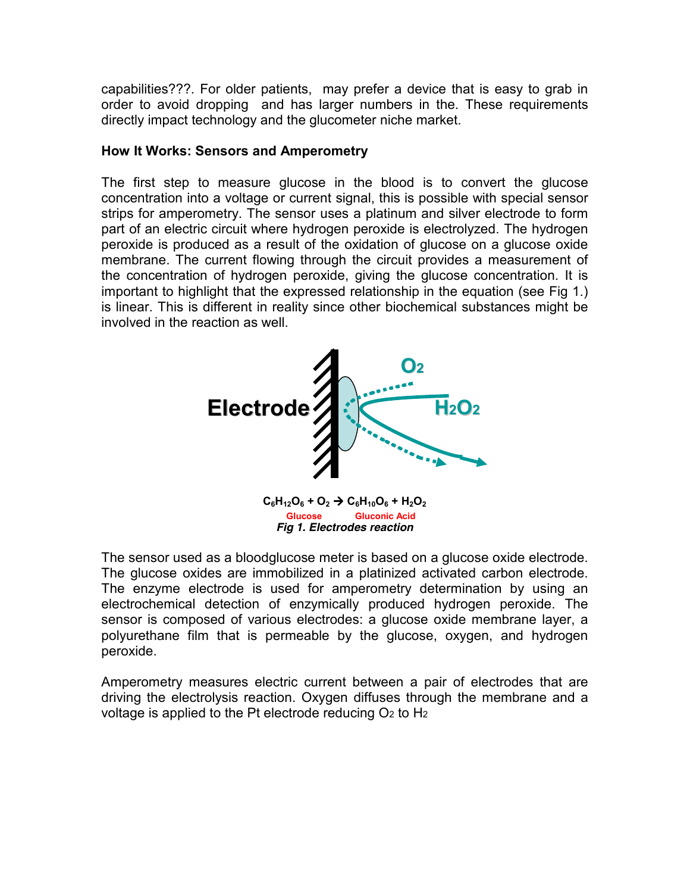capabilities???. For older patients,  may prefer a device that is easy to grab in order to avoid dropping  and has larger numbers in the. These requirements directly impact technology and the glucometer niche market.

**How It Works: Sensors and Amperometry**

The first step to measure glucose in the blood is to convert the glucose concentration into a voltage or current signal, this is possible with special sensor strips for amperometry. The sensor uses a platinum and silver electrode to form part of an electric circuit where hydrogen peroxide is electrolyzed. The hydrogen peroxide is produced as a result of the oxidation of glucose on a glucose oxide membrane. The current flowing through the circuit provides a measurement of the concentration of hydrogen peroxide, giving the glucose concentration. It is important to highlight that the expressed relationship in the equation (see Fig 1.) is linear. This is different in reality since other biochemical substances might be involved in the reaction as well.

$$C_6H_{12}O_6 + O_2 \rightarrow C_6H_{10}O_6 + H_2O_2$$

Glucose          Gluconic Acid

*Fig 1. Electrodes reaction*

The sensor used as a bloodglucose meter is based on a glucose oxide electrode. The glucose oxides are immobilized in a platinized activated carbon electrode. The enzyme electrode is used for amperometry determination by using an electrochemical detection of enzymically produced hydrogen peroxide. The sensor is composed of various electrodes: a glucose oxide membrane layer, a polyurethane film that is permeable by the glucose, oxygen, and hydrogen peroxide.

Amperometry measures electric current between a pair of electrodes that are driving the electrolysis reaction. Oxygen diffuses through the membrane and a voltage is applied to the Pt electrode reducing $O_2$ to $H_2$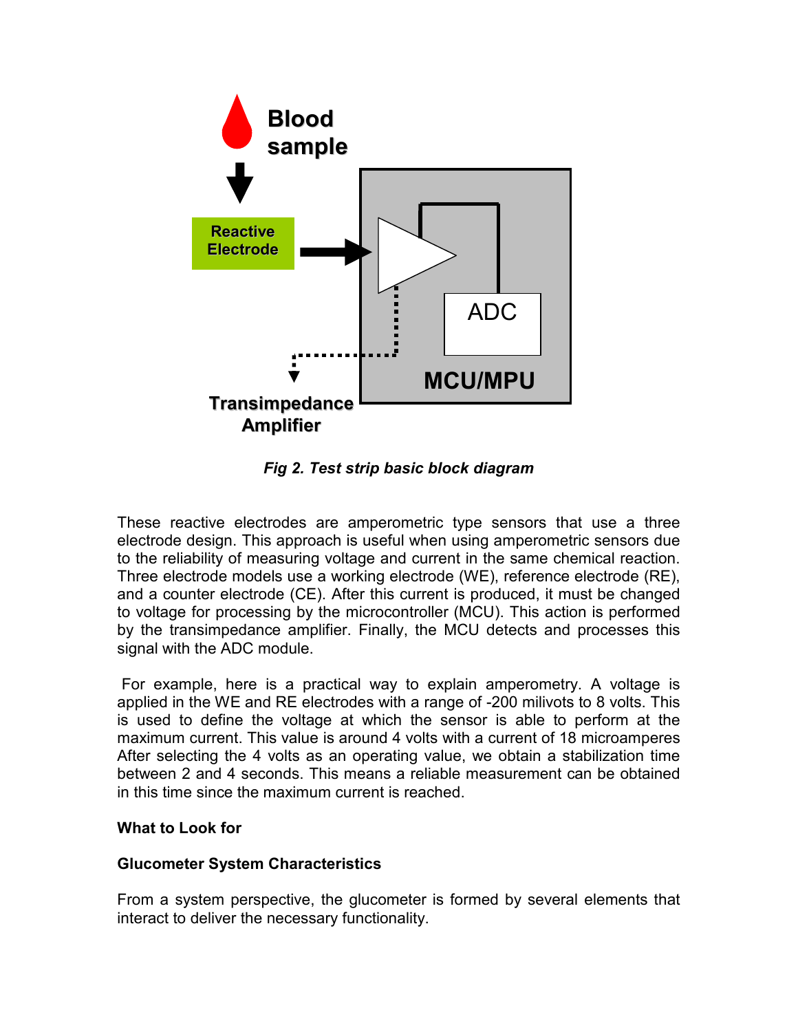*Fig 2. Test strip basic block diagram*

These reactive electrodes are amperometric type sensors that use a three electrode design. This approach is useful when using amperometric sensors due to the reliability of measuring voltage and current in the same chemical reaction. Three electrode models use a working electrode (WE), reference electrode (RE), and a counter electrode (CE). After this current is produced, it must be changed to voltage for processing by the microcontroller (MCU). This action is performed by the transimpedance amplifier. Finally, the MCU detects and processes this signal with the ADC module.

For example, here is a practical way to explain amperometry. A voltage is applied in the WE and RE electrodes with a range of -200 milivots to 8 volts. This is used to define the voltage at which the sensor is able to perform at the maximum current. This value is around 4 volts with a current of 18 microamperes After selecting the 4 volts as an operating value, we obtain a stabilization time between 2 and 4 seconds. This means a reliable measurement can be obtained in this time since the maximum current is reached.

**What to Look for**

**Glucometer System Characteristics**

From a system perspective, the glucometer is formed by several elements that interact to deliver the necessary functionality.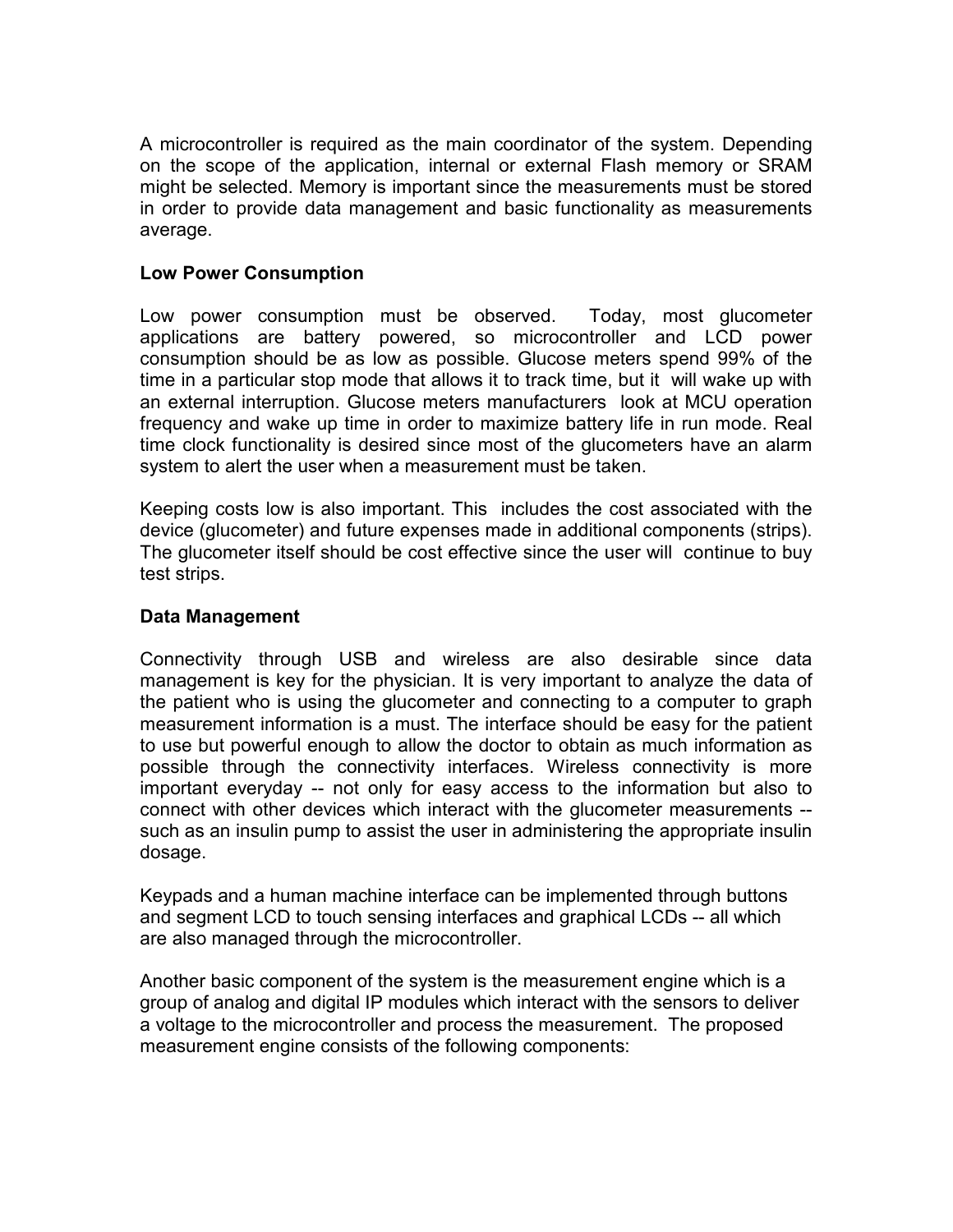A microcontroller is required as the main coordinator of the system. Depending on the scope of the application, internal or external Flash memory or SRAM might be selected. Memory is important since the measurements must be stored in order to provide data management and basic functionality as measurements average.

**Low Power Consumption**

Low power consumption must be observed. Today, most glucometer applications are battery powered, so microcontroller and LCD power consumption should be as low as possible. Glucose meters spend 99% of the time in a particular stop mode that allows it to track time, but it will wake up with an external interruption. Glucose meters manufacturers look at MCU operation frequency and wake up time in order to maximize battery life in run mode. Real time clock functionality is desired since most of the glucometers have an alarm system to alert the user when a measurement must be taken.

Keeping costs low is also important. This includes the cost associated with the device (glucometer) and future expenses made in additional components (strips). The glucometer itself should be cost effective since the user will continue to buy test strips.

**Data Management**

Connectivity through USB and wireless are also desirable since data management is key for the physician. It is very important to analyze the data of the patient who is using the glucometer and connecting to a computer to graph measurement information is a must. The interface should be easy for the patient to use but powerful enough to allow the doctor to obtain as much information as possible through the connectivity interfaces. Wireless connectivity is more important everyday -- not only for easy access to the information but also to connect with other devices which interact with the glucometer measurements -- such as an insulin pump to assist the user in administering the appropriate insulin dosage.

Keypads and a human machine interface can be implemented through buttons and segment LCD to touch sensing interfaces and graphical LCDs -- all which are also managed through the microcontroller.

Another basic component of the system is the measurement engine which is a group of analog and digital IP modules which interact with the sensors to deliver a voltage to the microcontroller and process the measurement. The proposed measurement engine consists of the following components: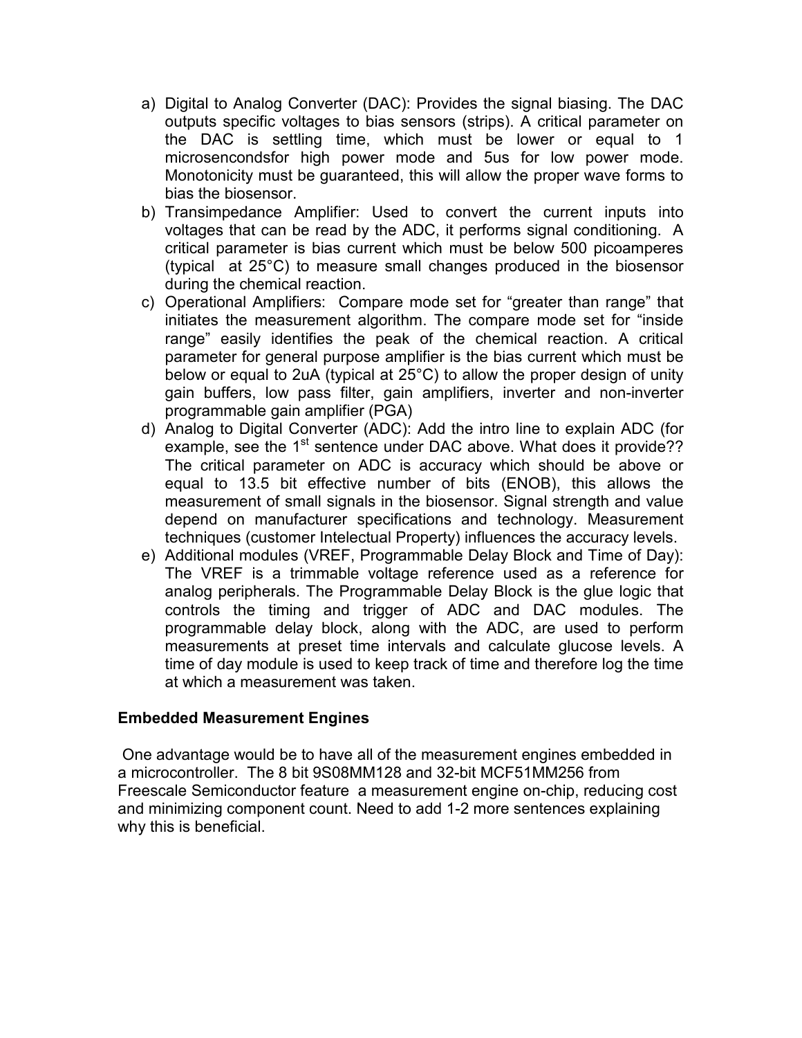a) Digital to Analog Converter (DAC): Provides the signal biasing. The DAC outputs specific voltages to bias sensors (strips). A critical parameter on the DAC is settling time, which must be lower or equal to 1 microsencondsfor high power mode and 5us for low power mode. Monotonicity must be guaranteed, this will allow the proper wave forms to bias the biosensor.
b) Transimpedance Amplifier: Used to convert the current inputs into voltages that can be read by the ADC, it performs signal conditioning. A critical parameter is bias current which must be below 500 picoamperes (typical at 25°C) to measure small changes produced in the biosensor during the chemical reaction.
c) Operational Amplifiers: Compare mode set for “greater than range” that initiates the measurement algorithm. The compare mode set for “inside range” easily identifies the peak of the chemical reaction. A critical parameter for general purpose amplifier is the bias current which must be below or equal to 2uA (typical at 25°C) to allow the proper design of unity gain buffers, low pass filter, gain amplifiers, inverter and non-inverter programmable gain amplifier (PGA)
d) Analog to Digital Converter (ADC): Add the intro line to explain ADC (for example, see the 1st sentence under DAC above. What does it provide?? The critical parameter on ADC is accuracy which should be above or equal to 13.5 bit effective number of bits (ENOB), this allows the measurement of small signals in the biosensor. Signal strength and value depend on manufacturer specifications and technology. Measurement techniques (customer Intelectual Property) influences the accuracy levels.
e) Additional modules (VREF, Programmable Delay Block and Time of Day): The VREF is a trimmable voltage reference used as a reference for analog peripherals. The Programmable Delay Block is the glue logic that controls the timing and trigger of ADC and DAC modules. The programmable delay block, along with the ADC, are used to perform measurements at preset time intervals and calculate glucose levels. A time of day module is used to keep track of time and therefore log the time at which a measurement was taken.

**Embedded Measurement Engines**

One advantage would be to have all of the measurement engines embedded in a microcontroller. The 8 bit 9S08MM128 and 32-bit MCF51MM256 from Freescale Semiconductor feature a measurement engine on-chip, reducing cost and minimizing component count. Need to add 1-2 more sentences explaining why this is beneficial.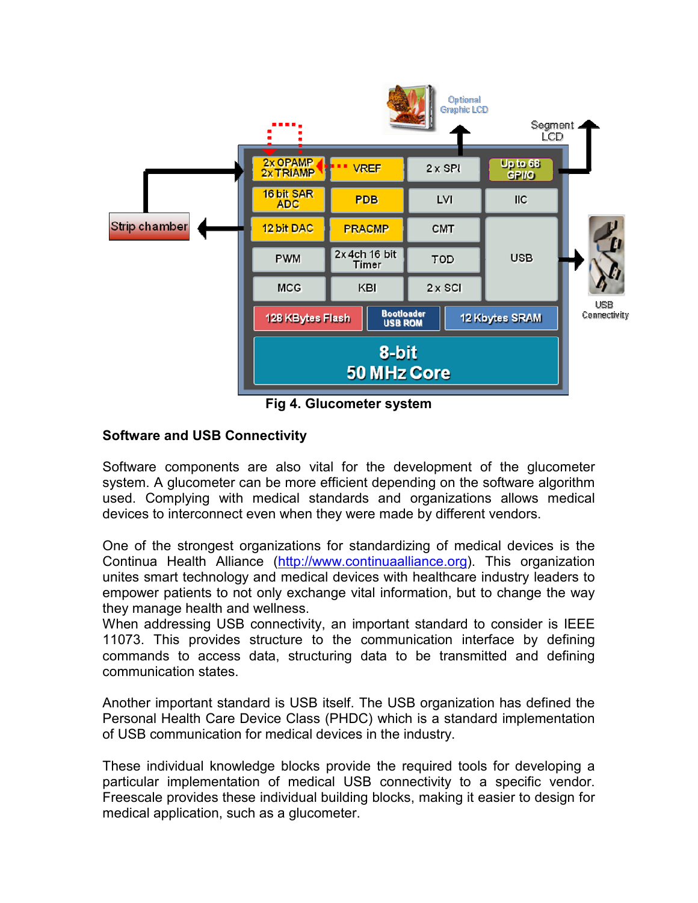Fig 4. Glucometer system

## Software and USB Connectivity

Software components are also vital for the development of the glucometer system. A glucometer can be more efficient depending on the software algorithm used. Complying with medical standards and organizations allows medical devices to interconnect even when they were made by different vendors.

One of the strongest organizations for standardizing of medical devices is the Continua Health Alliance (http://www.continuaalliance.org). This organization unites smart technology and medical devices with healthcare industry leaders to empower patients to not only exchange vital information, but to change the way they manage health and wellness.
When addressing USB connectivity, an important standard to consider is IEEE 11073. This provides structure to the communication interface by defining commands to access data, structuring data to be transmitted and defining communication states.

Another important standard is USB itself. The USB organization has defined the Personal Health Care Device Class (PHDC) which is a standard implementation of USB communication for medical devices in the industry.

These individual knowledge blocks provide the required tools for developing a particular implementation of medical USB connectivity to a specific vendor. Freescale provides these individual building blocks, making it easier to design for medical application, such as a glucometer.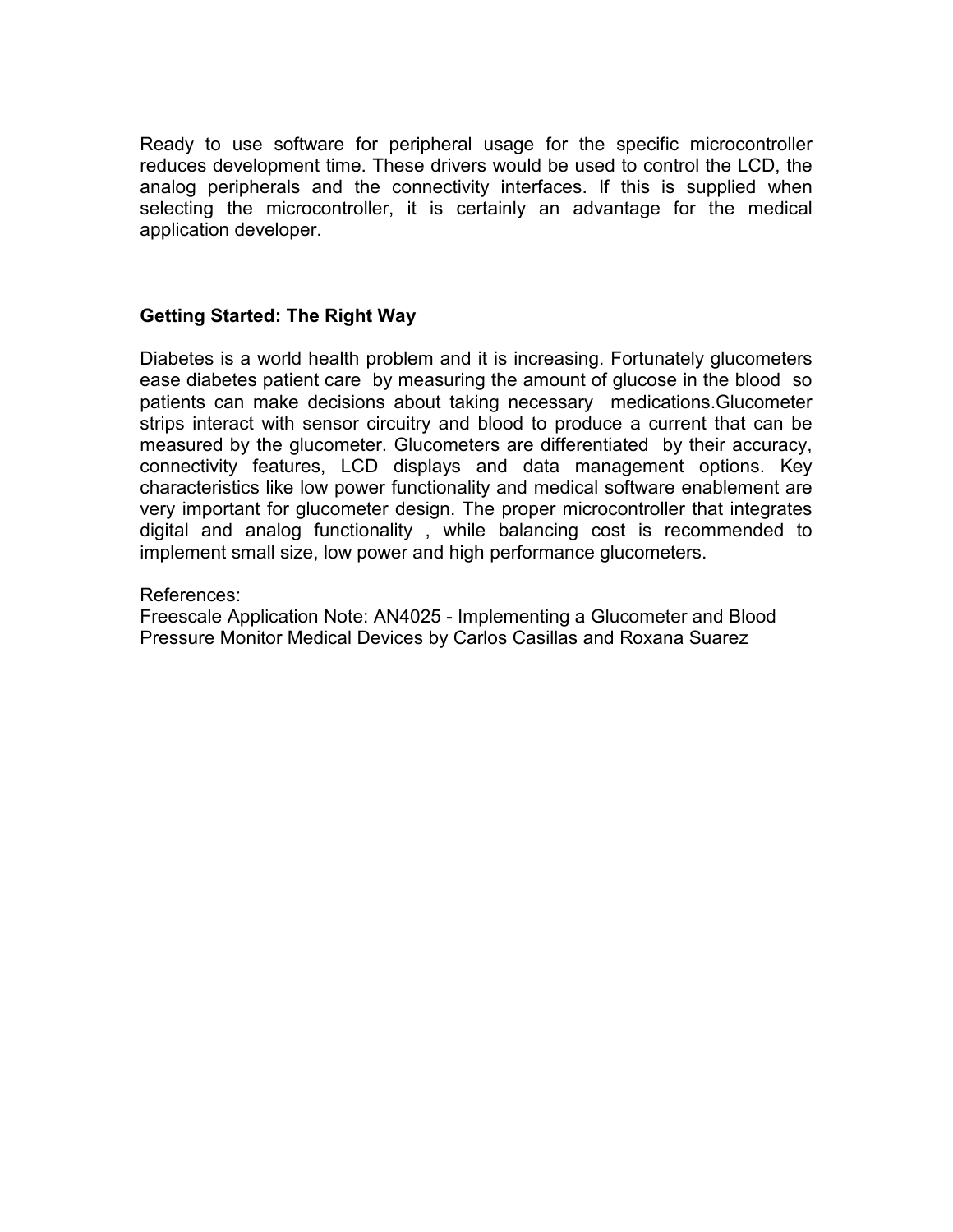Ready to use software for peripheral usage for the specific microcontroller reduces development time. These drivers would be used to control the LCD, the analog peripherals and the connectivity interfaces. If this is supplied when selecting the microcontroller, it is certainly an advantage for the medical application developer.

## Getting Started: The Right Way

Diabetes is a world health problem and it is increasing. Fortunately glucometers ease diabetes patient care by measuring the amount of glucose in the blood so patients can make decisions about taking necessary medications.Glucometer strips interact with sensor circuitry and blood to produce a current that can be measured by the glucometer. Glucometers are differentiated by their accuracy, connectivity features, LCD displays and data management options. Key characteristics like low power functionality and medical software enablement are very important for glucometer design. The proper microcontroller that integrates digital and analog functionality , while balancing cost is recommended to implement small size, low power and high performance glucometers.

References:
Freescale Application Note: AN4025 - Implementing a Glucometer and Blood Pressure Monitor Medical Devices by Carlos Casillas and Roxana Suarez